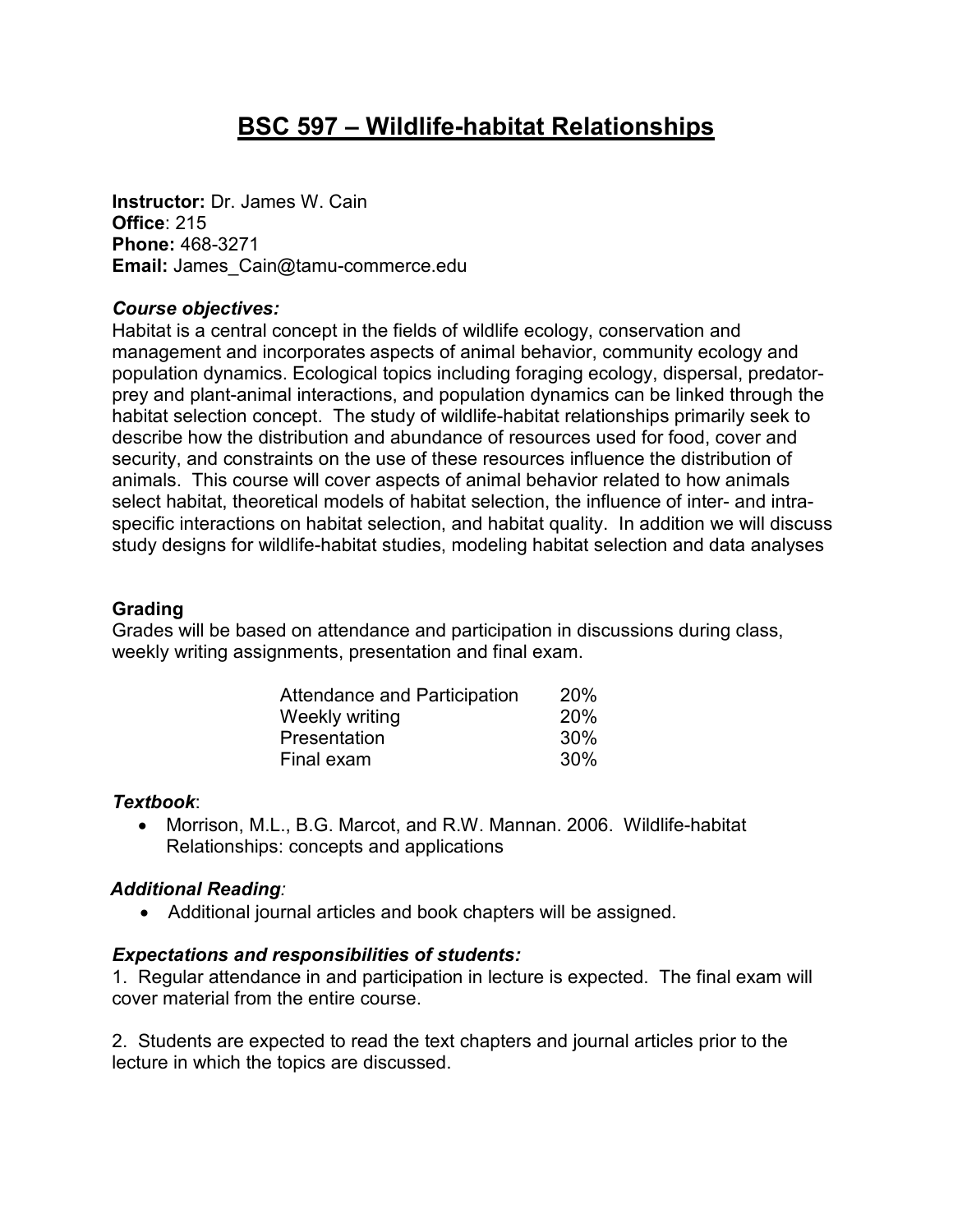# BSC 597 – Wildlife-habitat Relationships

**Instructor:** Dr. James W. Cain
**Office**: 215
**Phone:** 468-3271
**Email:** James_Cain@tamu-commerce.edu

***Course objectives:***

Habitat is a central concept in the fields of wildlife ecology, conservation and management and incorporates aspects of animal behavior, community ecology and population dynamics. Ecological topics including foraging ecology, dispersal, predator-prey and plant-animal interactions, and population dynamics can be linked through the habitat selection concept. The study of wildlife-habitat relationships primarily seek to describe how the distribution and abundance of resources used for food, cover and security, and constraints on the use of these resources influence the distribution of animals. This course will cover aspects of animal behavior related to how animals select habitat, theoretical models of habitat selection, the influence of inter- and intra-specific interactions on habitat selection, and habitat quality. In addition we will discuss study designs for wildlife-habitat studies, modeling habitat selection and data analyses

**Grading**

Grades will be based on attendance and participation in discussions during class, weekly writing assignments, presentation and final exam.

| | |
|---|---|
| Attendance and Participation | 20% |
| Weekly writing | 20% |
| Presentation | 30% |
| Final exam | 30% |

***Textbook***:

- Morrison, M.L., B.G. Marcot, and R.W. Mannan. 2006. Wildlife-habitat Relationships: concepts and applications

***Additional Reading****:*

- Additional journal articles and book chapters will be assigned.

***Expectations and responsibilities of students:***

1. Regular attendance in and participation in lecture is expected. The final exam will cover material from the entire course.

2. Students are expected to read the text chapters and journal articles prior to the lecture in which the topics are discussed.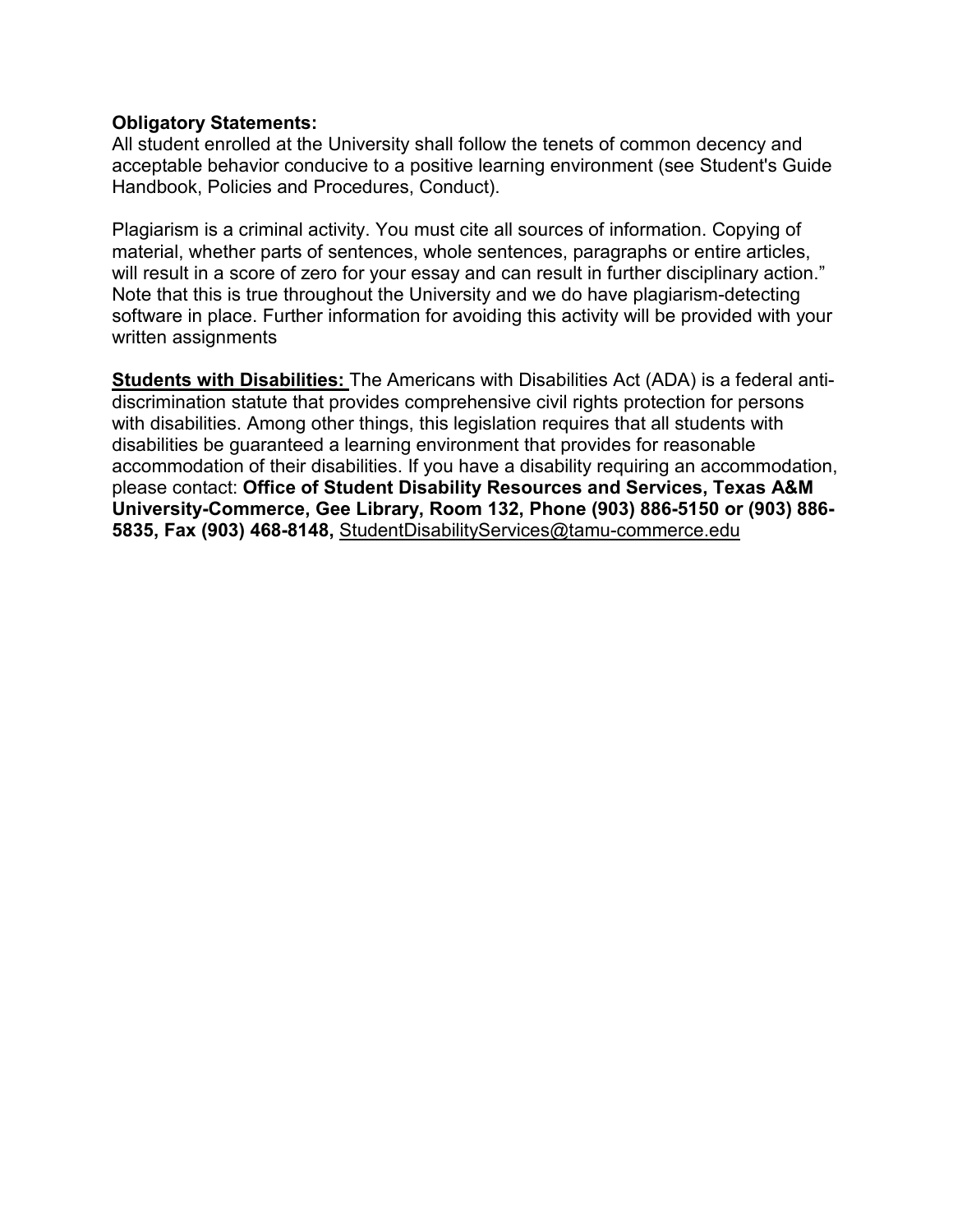**Obligatory Statements:**
All student enrolled at the University shall follow the tenets of common decency and acceptable behavior conducive to a positive learning environment (see Student's Guide Handbook, Policies and Procedures, Conduct).

Plagiarism is a criminal activity. You must cite all sources of information. Copying of material, whether parts of sentences, whole sentences, paragraphs or entire articles, will result in a score of zero for your essay and can result in further disciplinary action." Note that this is true throughout the University and we do have plagiarism-detecting software in place. Further information for avoiding this activity will be provided with your written assignments

**Students with Disabilities:** The Americans with Disabilities Act (ADA) is a federal anti-discrimination statute that provides comprehensive civil rights protection for persons with disabilities. Among other things, this legislation requires that all students with disabilities be guaranteed a learning environment that provides for reasonable accommodation of their disabilities. If you have a disability requiring an accommodation, please contact: **Office of Student Disability Resources and Services, Texas A&M University-Commerce, Gee Library, Room 132, Phone (903) 886-5150 or (903) 886-5835, Fax (903) 468-8148,** StudentDisabilityServices@tamu-commerce.edu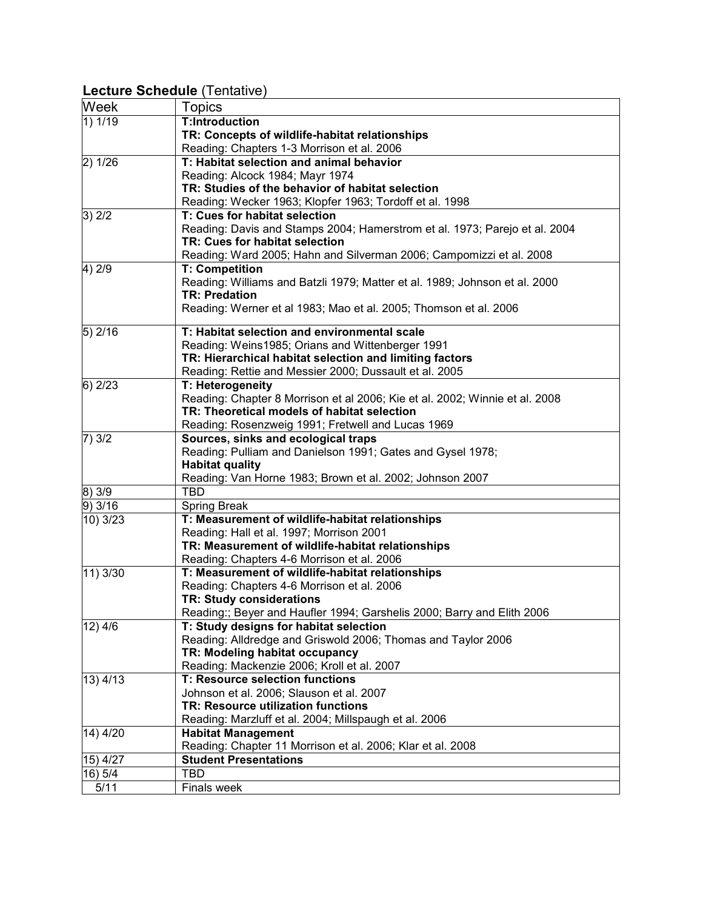**Lecture Schedule** (Tentative)

| Week | Topics |
| --- | --- |
| 1) 1/19 | **T:Introduction**<br>**TR: Concepts of wildlife-habitat relationships**<br>Reading: Chapters 1-3 Morrison et al. 2006 |
| 2) 1/26 | **T: Habitat selection and animal behavior**<br>Reading: Alcock 1984; Mayr 1974<br>**TR: Studies of the behavior of habitat selection**<br>Reading: Wecker 1963; Klopfer 1963; Tordoff et al. 1998 |
| 3) 2/2 | **T: Cues for habitat selection**<br>Reading: Davis and Stamps 2004; Hamerstrom et al. 1973; Parejo et al. 2004<br>**TR: Cues for habitat selection**<br>Reading: Ward 2005; Hahn and Silverman 2006; Campomizzi et al. 2008 |
| 4) 2/9 | **T: Competition**<br>Reading: Williams and Batzli 1979; Matter et al. 1989; Johnson et al. 2000<br>**TR: Predation**<br>Reading: Werner et al 1983; Mao et al. 2005; Thomson et al. 2006 |
| 5) 2/16 | **T: Habitat selection and environmental scale**<br>Reading: Weins1985; Orians and Wittenberger 1991<br>**TR: Hierarchical habitat selection and limiting factors**<br>Reading: Rettie and Messier 2000; Dussault et al. 2005 |
| 6) 2/23 | **T: Heterogeneity**<br>Reading: Chapter 8 Morrison et al 2006; Kie et al. 2002; Winnie et al. 2008<br>**TR: Theoretical models of habitat selection**<br>Reading: Rosenzweig 1991; Fretwell and Lucas 1969 |
| 7) 3/2 | **Sources, sinks and ecological traps**<br>Reading: Pulliam and Danielson 1991; Gates and Gysel 1978;<br>**Habitat quality**<br>Reading: Van Horne 1983; Brown et al. 2002; Johnson 2007 |
| 8) 3/9 | TBD |
| 9) 3/16 | Spring Break |
| 10) 3/23 | **T: Measurement of wildlife-habitat relationships**<br>Reading: Hall et al. 1997; Morrison 2001<br>**TR: Measurement of wildlife-habitat relationships**<br>Reading: Chapters 4-6 Morrison et al. 2006 |
| 11) 3/30 | **T: Measurement of wildlife-habitat relationships**<br>Reading: Chapters 4-6 Morrison et al. 2006<br>**TR: Study considerations**<br>Reading:; Beyer and Haufler 1994; Garshelis 2000; Barry and Elith 2006 |
| 12) 4/6 | **T: Study designs for habitat selection**<br>Reading: Alldredge and Griswold 2006; Thomas and Taylor 2006<br>**TR: Modeling habitat occupancy**<br>Reading: Mackenzie 2006; Kroll et al. 2007 |
| 13) 4/13 | **T: Resource selection functions**<br>Johnson et al. 2006; Slauson et al. 2007<br>**TR: Resource utilization functions**<br>Reading: Marzluff et al. 2004; Millspaugh et al. 2006 |
| 14) 4/20 | **Habitat Management**<br>Reading: Chapter 11 Morrison et al. 2006; Klar et al. 2008 |
| 15) 4/27 | **Student Presentations** |
| 16) 5/4 | TBD |
| 5/11 | Finals week |